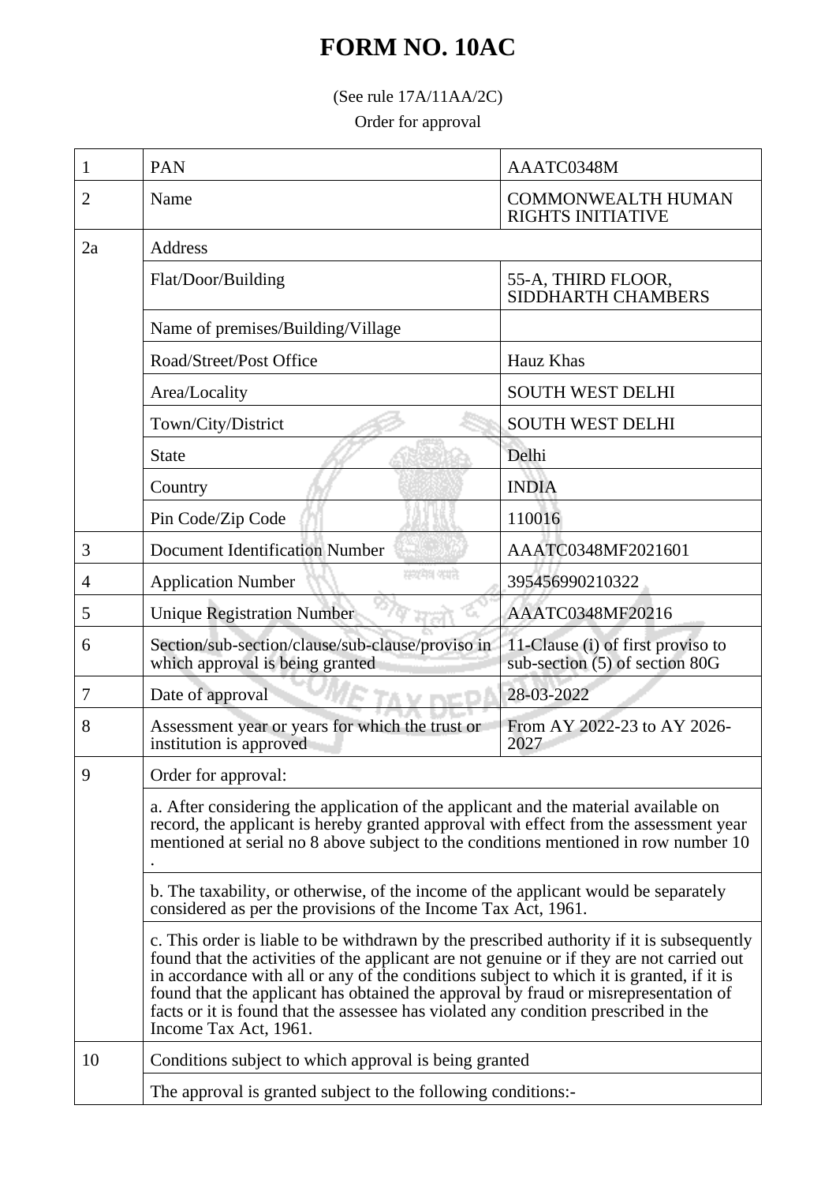# FORM NO. 10AC

(See rule 17A/11AA/2C)

Order for approval

| | | |
|---|---|---|
| 1 | PAN | AAATC0348M |
| 2 | Name | COMMONWEALTH HUMAN RIGHTS INITIATIVE |
| 2a | Address | |
| | Flat/Door/Building | 55-A, THIRD FLOOR, SIDDHARTH CHAMBERS |
| | Name of premises/Building/Village | |
| | Road/Street/Post Office | Hauz Khas |
| | Area/Locality | SOUTH WEST DELHI |
| | Town/City/District | SOUTH WEST DELHI |
| | State | Delhi |
| | Country | INDIA |
| | Pin Code/Zip Code | 110016 |
| 3 | Document Identification Number | AAATC0348MF2021601 |
| 4 | Application Number | 395456990210322 |
| 5 | Unique Registration Number | AAATC0348MF20216 |
| 6 | Section/sub-section/clause/sub-clause/proviso in which approval is being granted | 11-Clause (i) of first proviso to sub-section (5) of section 80G |
| 7 | Date of approval | 28-03-2022 |
| 8 | Assessment year or years for which the trust or institution is approved | From AY 2022-23 to AY 2026-2027 |
| 9 | Order for approval: | |
| | a. After considering the application of the applicant and the material available on record, the applicant is hereby granted approval with effect from the assessment year mentioned at serial no 8 above subject to the conditions mentioned in row number 10 . | |
| | b. The taxability, or otherwise, of the income of the applicant would be separately considered as per the provisions of the Income Tax Act, 1961. | |
| | c. This order is liable to be withdrawn by the prescribed authority if it is subsequently found that the activities of the applicant are not genuine or if they are not carried out in accordance with all or any of the conditions subject to which it is granted, if it is found that the applicant has obtained the approval by fraud or misrepresentation of facts or it is found that the assessee has violated any condition prescribed in the Income Tax Act, 1961. | |
| 10 | Conditions subject to which approval is being granted | |
| | The approval is granted subject to the following conditions:- | |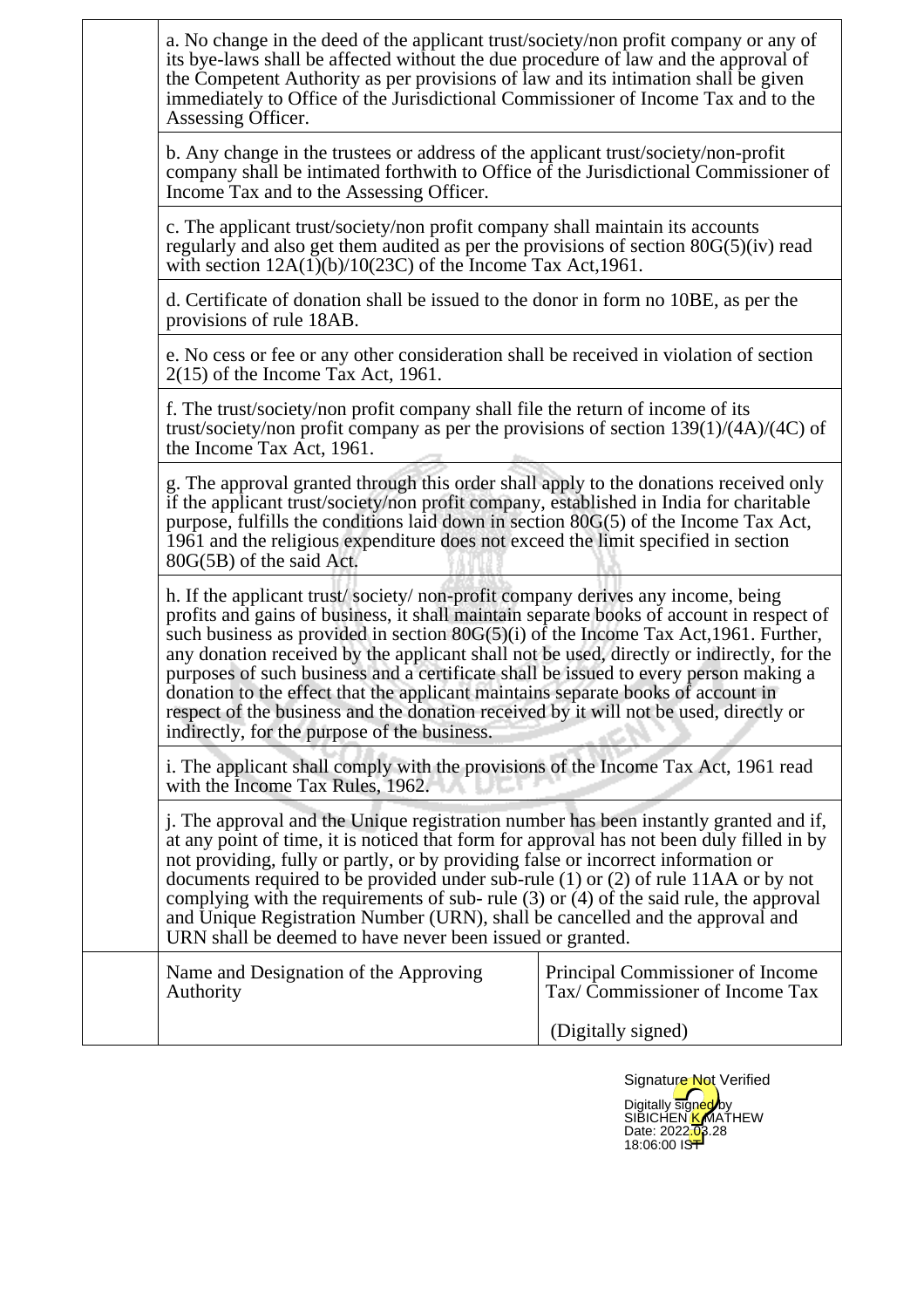| | | |
|---|---|---|
| | a. No change in the deed of the applicant trust/society/non profit company or any of its bye-laws shall be affected without the due procedure of law and the approval of the Competent Authority as per provisions of law and its intimation shall be given immediately to Office of the Jurisdictional Commissioner of Income Tax and to the Assessing Officer. | |
| | b. Any change in the trustees or address of the applicant trust/society/non-profit company shall be intimated forthwith to Office of the Jurisdictional Commissioner of Income Tax and to the Assessing Officer. | |
| | c. The applicant trust/society/non profit company shall maintain its accounts regularly and also get them audited as per the provisions of section 80G(5)(iv) read with section 12A(1)(b)/10(23C) of the Income Tax Act,1961. | |
| | d. Certificate of donation shall be issued to the donor in form no 10BE, as per the provisions of rule 18AB. | |
| | e. No cess or fee or any other consideration shall be received in violation of section 2(15) of the Income Tax Act, 1961. | |
| | f. The trust/society/non profit company shall file the return of income of its trust/society/non profit company as per the provisions of section 139(1)/(4A)/(4C) of the Income Tax Act, 1961. | |
| | g. The approval granted through this order shall apply to the donations received only if the applicant trust/society/non profit company, established in India for charitable purpose, fulfills the conditions laid down in section 80G(5) of the Income Tax Act, 1961 and the religious expenditure does not exceed the limit specified in section 80G(5B) of the said Act. | |
| | h. If the applicant trust/ society/ non-profit company derives any income, being profits and gains of business, it shall maintain separate books of account in respect of such business as provided in section 80G(5)(i) of the Income Tax Act,1961. Further, any donation received by the applicant shall not be used, directly or indirectly, for the purposes of such business and a certificate shall be issued to every person making a donation to the effect that the applicant maintains separate books of account in respect of the business and the donation received by it will not be used, directly or indirectly, for the purpose of the business. | |
| | i. The applicant shall comply with the provisions of the Income Tax Act, 1961 read with the Income Tax Rules, 1962. | |
| | j. The approval and the Unique registration number has been instantly granted and if, at any point of time, it is noticed that form for approval has not been duly filled in by not providing, fully or partly, or by providing false or incorrect information or documents required to be provided under sub-rule (1) or (2) of rule 11AA or by not complying with the requirements of sub- rule (3) or (4) of the said rule, the approval and Unique Registration Number (URN), shall be cancelled and the approval and URN shall be deemed to have never been issued or granted. | |
| | Name and Designation of the Approving Authority | Principal Commissioner of Income Tax/ Commissioner of Income Tax<br><br>(Digitally signed) |

Signature Not Verified
Digitally signed by SIBICHEN K MATHEW
Date: 2022.03.28 18:06:00 IST